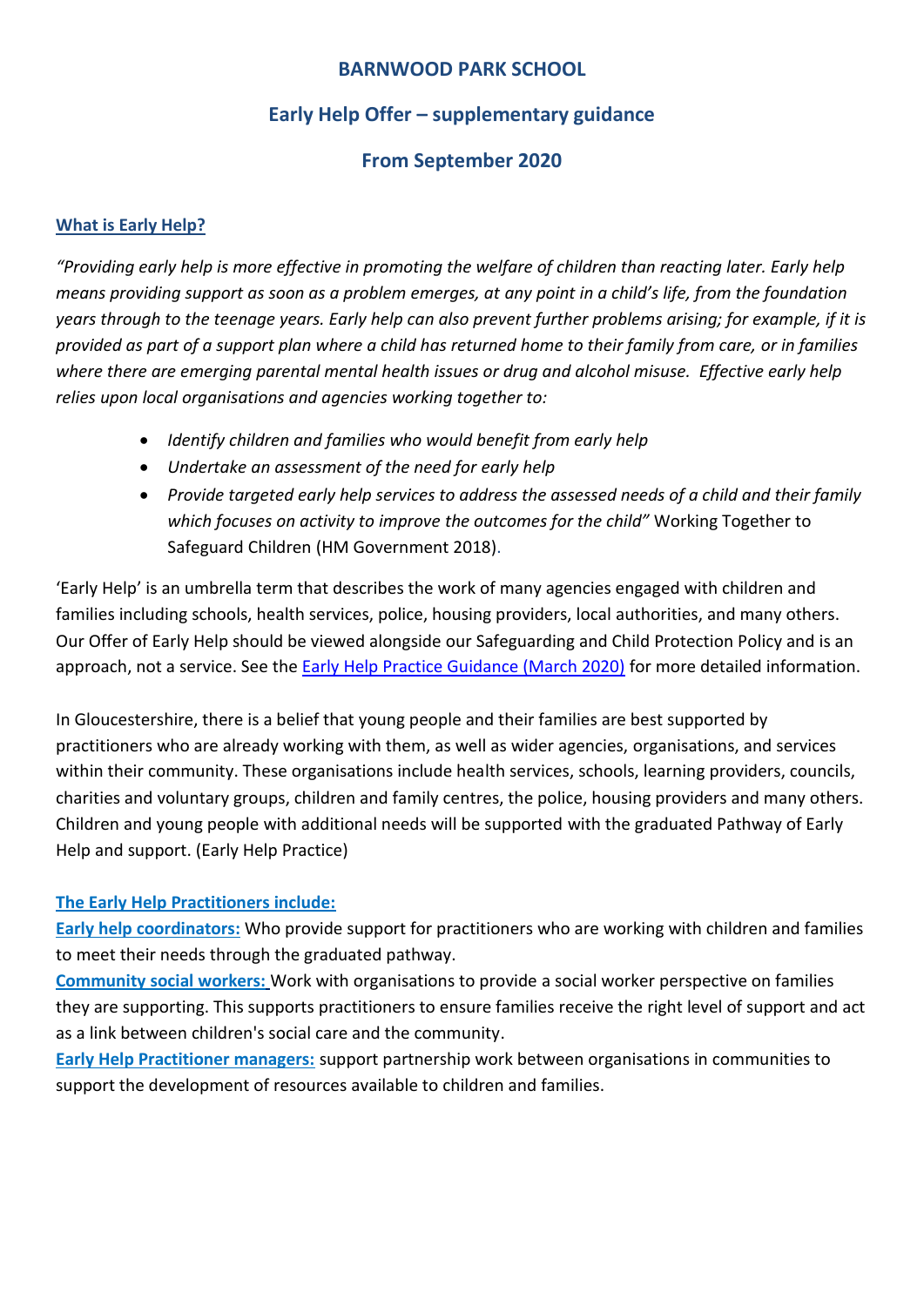# BARNWOOD PARK SCHOOL

## Early Help Offer – supplementary guidance

## From September 2020

**What is Early Help?**

*"Providing early help is more effective in promoting the welfare of children than reacting later. Early help means providing support as soon as a problem emerges, at any point in a child's life, from the foundation years through to the teenage years. Early help can also prevent further problems arising; for example, if it is provided as part of a support plan where a child has returned home to their family from care, or in families where there are emerging parental mental health issues or drug and alcohol misuse. Effective early help relies upon local organisations and agencies working together to:*

- *Identify children and families who would benefit from early help*
- *Undertake an assessment of the need for early help*
- *Provide targeted early help services to address the assessed needs of a child and their family which focuses on activity to improve the outcomes for the child"* Working Together to Safeguard Children (HM Government 2018).

'Early Help' is an umbrella term that describes the work of many agencies engaged with children and families including schools, health services, police, housing providers, local authorities, and many others. Our Offer of Early Help should be viewed alongside our Safeguarding and Child Protection Policy and is an approach, not a service. See the Early Help Practice Guidance (March 2020) for more detailed information.

In Gloucestershire, there is a belief that young people and their families are best supported by practitioners who are already working with them, as well as wider agencies, organisations, and services within their community. These organisations include health services, schools, learning providers, councils, charities and voluntary groups, children and family centres, the police, housing providers and many others. Children and young people with additional needs will be supported with the graduated Pathway of Early Help and support. (Early Help Practice)

**The Early Help Practitioners include:**

**Early help coordinators:** Who provide support for practitioners who are working with children and families to meet their needs through the graduated pathway.

**Community social workers:** Work with organisations to provide a social worker perspective on families they are supporting. This supports practitioners to ensure families receive the right level of support and act as a link between children's social care and the community.

**Early Help Practitioner managers:** support partnership work between organisations in communities to support the development of resources available to children and families.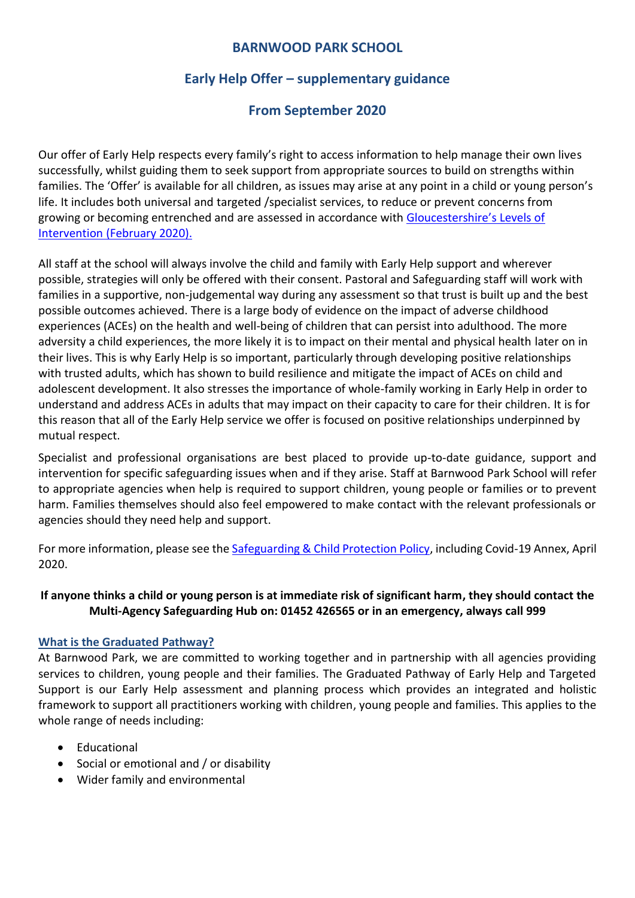# BARNWOOD PARK SCHOOL

## Early Help Offer – supplementary guidance

## From September 2020

Our offer of Early Help respects every family's right to access information to help manage their own lives successfully, whilst guiding them to seek support from appropriate sources to build on strengths within families. The 'Offer' is available for all children, as issues may arise at any point in a child or young person's life. It includes both universal and targeted /specialist services, to reduce or prevent concerns from growing or becoming entrenched and are assessed in accordance with [Gloucestershire's Levels of Intervention (February 2020).]()

All staff at the school will always involve the child and family with Early Help support and wherever possible, strategies will only be offered with their consent. Pastoral and Safeguarding staff will work with families in a supportive, non-judgemental way during any assessment so that trust is built up and the best possible outcomes achieved. There is a large body of evidence on the impact of adverse childhood experiences (ACEs) on the health and well-being of children that can persist into adulthood. The more adversity a child experiences, the more likely it is to impact on their mental and physical health later on in their lives. This is why Early Help is so important, particularly through developing positive relationships with trusted adults, which has shown to build resilience and mitigate the impact of ACEs on child and adolescent development. It also stresses the importance of whole-family working in Early Help in order to understand and address ACEs in adults that may impact on their capacity to care for their children. It is for this reason that all of the Early Help service we offer is focused on positive relationships underpinned by mutual respect.

Specialist and professional organisations are best placed to provide up-to-date guidance, support and intervention for specific safeguarding issues when and if they arise. Staff at Barnwood Park School will refer to appropriate agencies when help is required to support children, young people or families or to prevent harm. Families themselves should also feel empowered to make contact with the relevant professionals or agencies should they need help and support.

For more information, please see the [Safeguarding & Child Protection Policy](), including Covid-19 Annex, April 2020.

**If anyone thinks a child or young person is at immediate risk of significant harm, they should contact the Multi-Agency Safeguarding Hub on: 01452 426565 or in an emergency, always call 999**

### What is the Graduated Pathway?

At Barnwood Park, we are committed to working together and in partnership with all agencies providing services to children, young people and their families. The Graduated Pathway of Early Help and Targeted Support is our Early Help assessment and planning process which provides an integrated and holistic framework to support all practitioners working with children, young people and families. This applies to the whole range of needs including:

- Educational
- Social or emotional and / or disability
- Wider family and environmental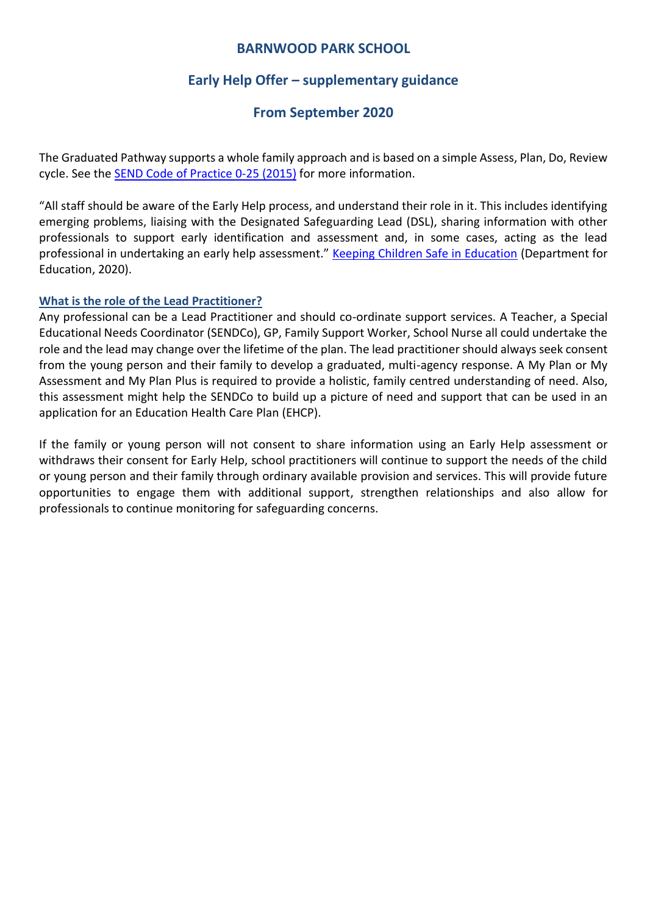# BARNWOOD PARK SCHOOL

## Early Help Offer – supplementary guidance

## From September 2020

The Graduated Pathway supports a whole family approach and is based on a simple Assess, Plan, Do, Review cycle. See the [SEND Code of Practice 0-25 (2015)] for more information.

"All staff should be aware of the Early Help process, and understand their role in it. This includes identifying emerging problems, liaising with the Designated Safeguarding Lead (DSL), sharing information with other professionals to support early identification and assessment and, in some cases, acting as the lead professional in undertaking an early help assessment." [Keeping Children Safe in Education] (Department for Education, 2020).

### What is the role of the Lead Practitioner?

Any professional can be a Lead Practitioner and should co-ordinate support services. A Teacher, a Special Educational Needs Coordinator (SENDCo), GP, Family Support Worker, School Nurse all could undertake the role and the lead may change over the lifetime of the plan. The lead practitioner should always seek consent from the young person and their family to develop a graduated, multi-agency response. A My Plan or My Assessment and My Plan Plus is required to provide a holistic, family centred understanding of need. Also, this assessment might help the SENDCo to build up a picture of need and support that can be used in an application for an Education Health Care Plan (EHCP).

If the family or young person will not consent to share information using an Early Help assessment or withdraws their consent for Early Help, school practitioners will continue to support the needs of the child or young person and their family through ordinary available provision and services. This will provide future opportunities to engage them with additional support, strengthen relationships and also allow for professionals to continue monitoring for safeguarding concerns.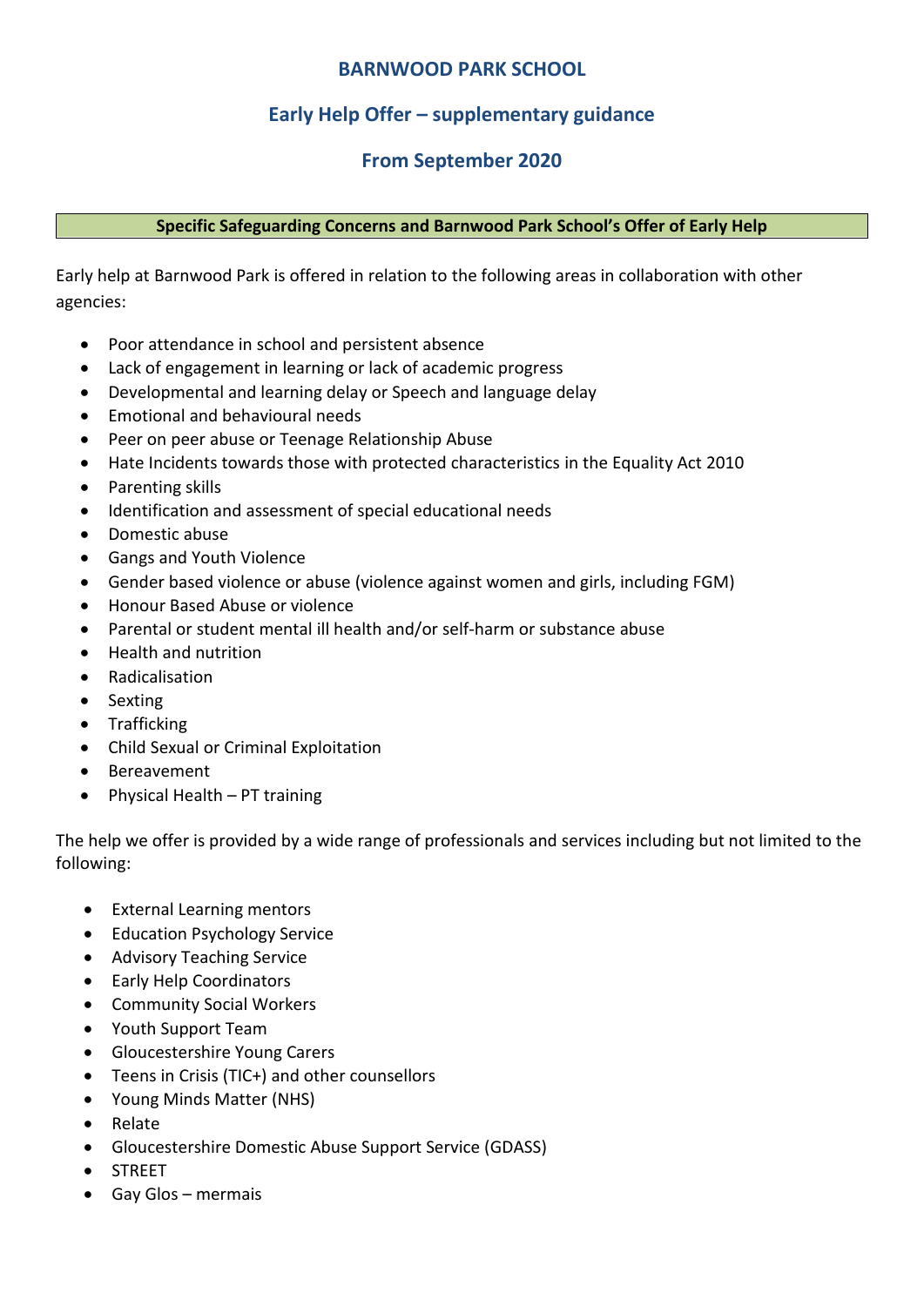# BARNWOOD PARK SCHOOL

## Early Help Offer – supplementary guidance

## From September 2020

**Specific Safeguarding Concerns and Barnwood Park School's Offer of Early Help**

Early help at Barnwood Park is offered in relation to the following areas in collaboration with other agencies:

- Poor attendance in school and persistent absence
- Lack of engagement in learning or lack of academic progress
- Developmental and learning delay or Speech and language delay
- Emotional and behavioural needs
- Peer on peer abuse or Teenage Relationship Abuse
- Hate Incidents towards those with protected characteristics in the Equality Act 2010
- Parenting skills
- Identification and assessment of special educational needs
- Domestic abuse
- Gangs and Youth Violence
- Gender based violence or abuse (violence against women and girls, including FGM)
- Honour Based Abuse or violence
- Parental or student mental ill health and/or self-harm or substance abuse
- Health and nutrition
- Radicalisation
- Sexting
- Trafficking
- Child Sexual or Criminal Exploitation
- Bereavement
- Physical Health – PT training

The help we offer is provided by a wide range of professionals and services including but not limited to the following:

- External Learning mentors
- Education Psychology Service
- Advisory Teaching Service
- Early Help Coordinators
- Community Social Workers
- Youth Support Team
- Gloucestershire Young Carers
- Teens in Crisis (TIC+) and other counsellors
- Young Minds Matter (NHS)
- Relate
- Gloucestershire Domestic Abuse Support Service (GDASS)
- STREET
- Gay Glos – mermais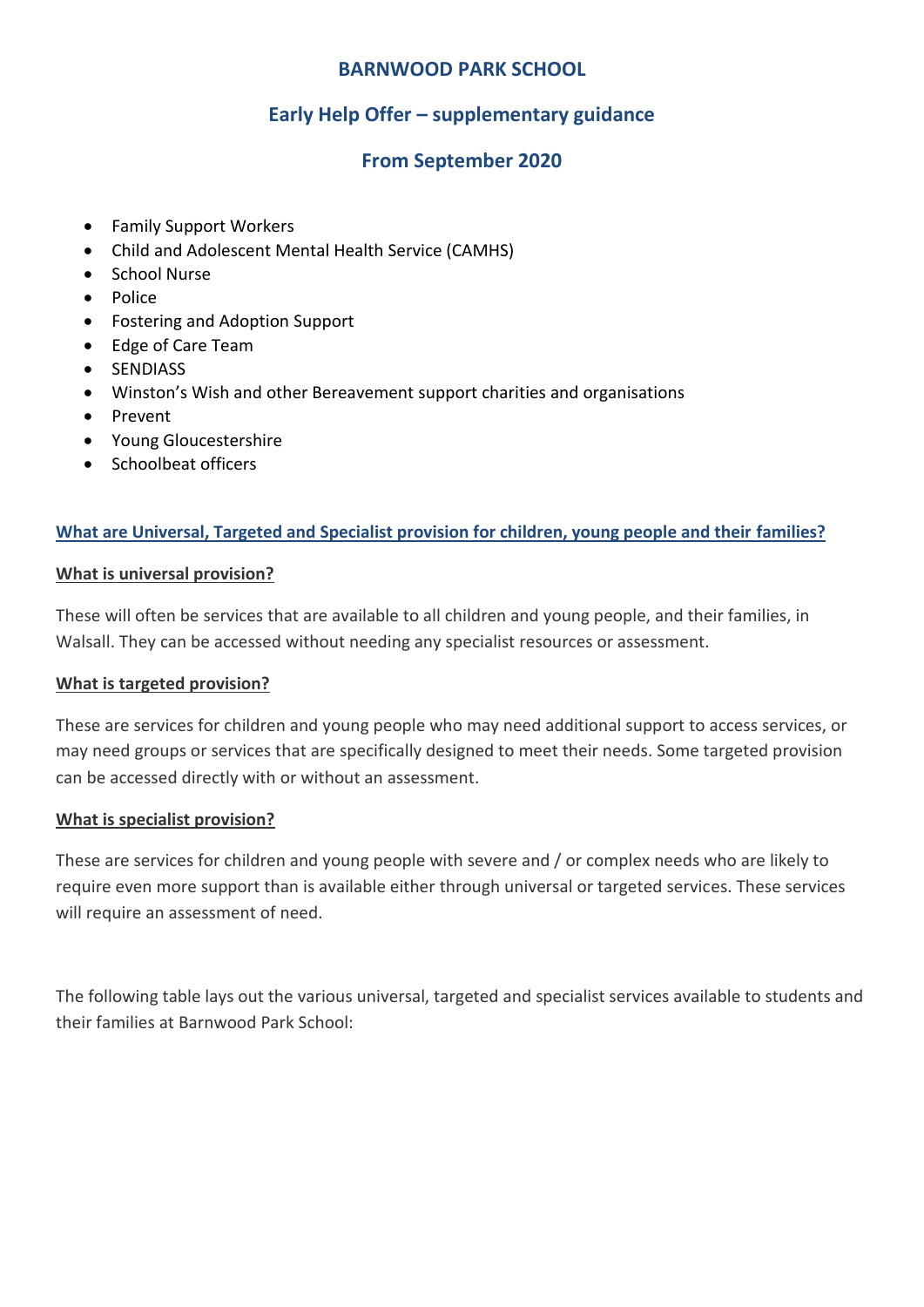## BARNWOOD PARK SCHOOL

## Early Help Offer – supplementary guidance

## From September 2020

- Family Support Workers
- Child and Adolescent Mental Health Service (CAMHS)
- School Nurse
- Police
- Fostering and Adoption Support
- Edge of Care Team
- SENDIASS
- Winston's Wish and other Bereavement support charities and organisations
- Prevent
- Young Gloucestershire
- Schoolbeat officers

### What are Universal, Targeted and Specialist provision for children, young people and their families?

#### What is universal provision?

These will often be services that are available to all children and young people, and their families, in Walsall. They can be accessed without needing any specialist resources or assessment.

#### What is targeted provision?

These are services for children and young people who may need additional support to access services, or may need groups or services that are specifically designed to meet their needs. Some targeted provision can be accessed directly with or without an assessment.

#### What is specialist provision?

These are services for children and young people with severe and / or complex needs who are likely to require even more support than is available either through universal or targeted services. These services will require an assessment of need.

The following table lays out the various universal, targeted and specialist services available to students and their families at Barnwood Park School: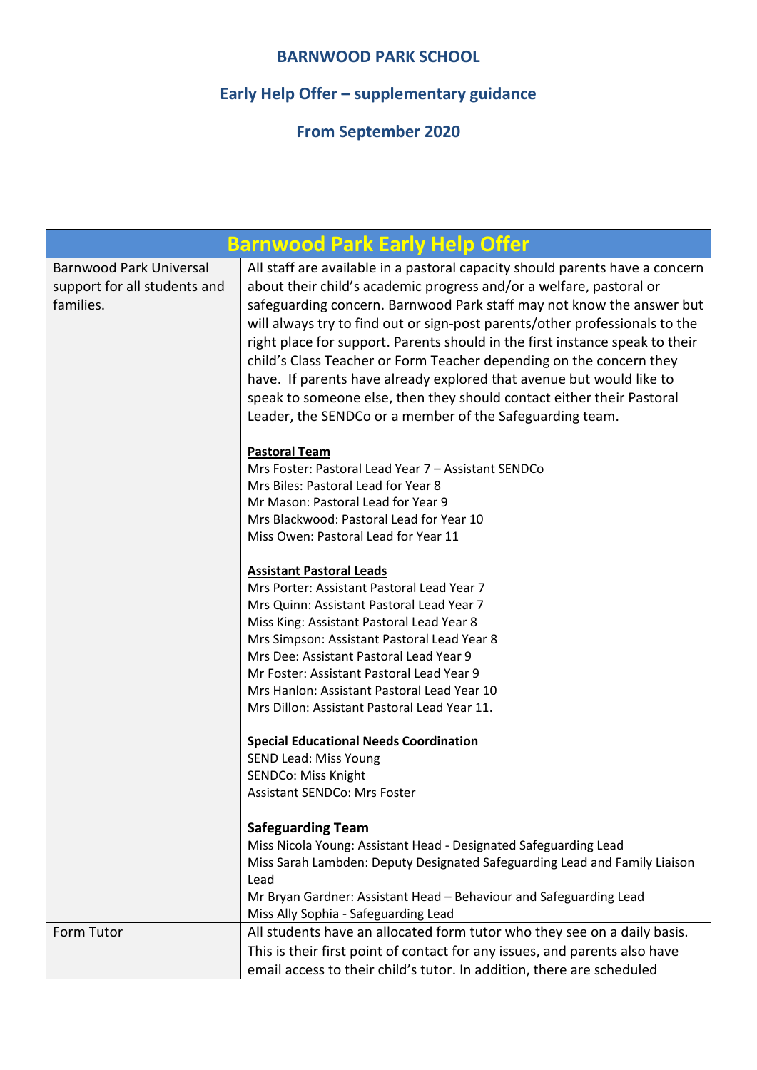**BARNWOOD PARK SCHOOL**

**Early Help Offer – supplementary guidance**

**From September 2020**

| Barnwood Park Early Help Offer | |
|---|---|
| Barnwood Park Universal support for all students and families. | All staff are available in a pastoral capacity should parents have a concern about their child's academic progress and/or a welfare, pastoral or safeguarding concern. Barnwood Park staff may not know the answer but will always try to find out or sign-post parents/other professionals to the right place for support. Parents should in the first instance speak to their child's Class Teacher or Form Teacher depending on the concern they have. If parents have already explored that avenue but would like to speak to someone else, then they should contact either their Pastoral Leader, the SENDCo or a member of the Safeguarding team.<br><br>**Pastoral Team**<br>Mrs Foster: Pastoral Lead Year 7 – Assistant SENDCo<br>Mrs Biles: Pastoral Lead for Year 8<br>Mr Mason: Pastoral Lead for Year 9<br>Mrs Blackwood: Pastoral Lead for Year 10<br>Miss Owen: Pastoral Lead for Year 11<br><br>**Assistant Pastoral Leads**<br>Mrs Porter: Assistant Pastoral Lead Year 7<br>Mrs Quinn: Assistant Pastoral Lead Year 7<br>Miss King: Assistant Pastoral Lead Year 8<br>Mrs Simpson: Assistant Pastoral Lead Year 8<br>Mrs Dee: Assistant Pastoral Lead Year 9<br>Mr Foster: Assistant Pastoral Lead Year 9<br>Mrs Hanlon: Assistant Pastoral Lead Year 10<br>Mrs Dillon: Assistant Pastoral Lead Year 11.<br><br>**Special Educational Needs Coordination**<br>SEND Lead: Miss Young<br>SENDCo: Miss Knight<br>Assistant SENDCo: Mrs Foster<br><br>**Safeguarding Team**<br>Miss Nicola Young: Assistant Head - Designated Safeguarding Lead<br>Miss Sarah Lambden: Deputy Designated Safeguarding Lead and Family Liaison Lead<br>Mr Bryan Gardner: Assistant Head – Behaviour and Safeguarding Lead<br>Miss Ally Sophia - Safeguarding Lead |
| Form Tutor | All students have an allocated form tutor who they see on a daily basis. This is their first point of contact for any issues, and parents also have email access to their child's tutor. In addition, there are scheduled |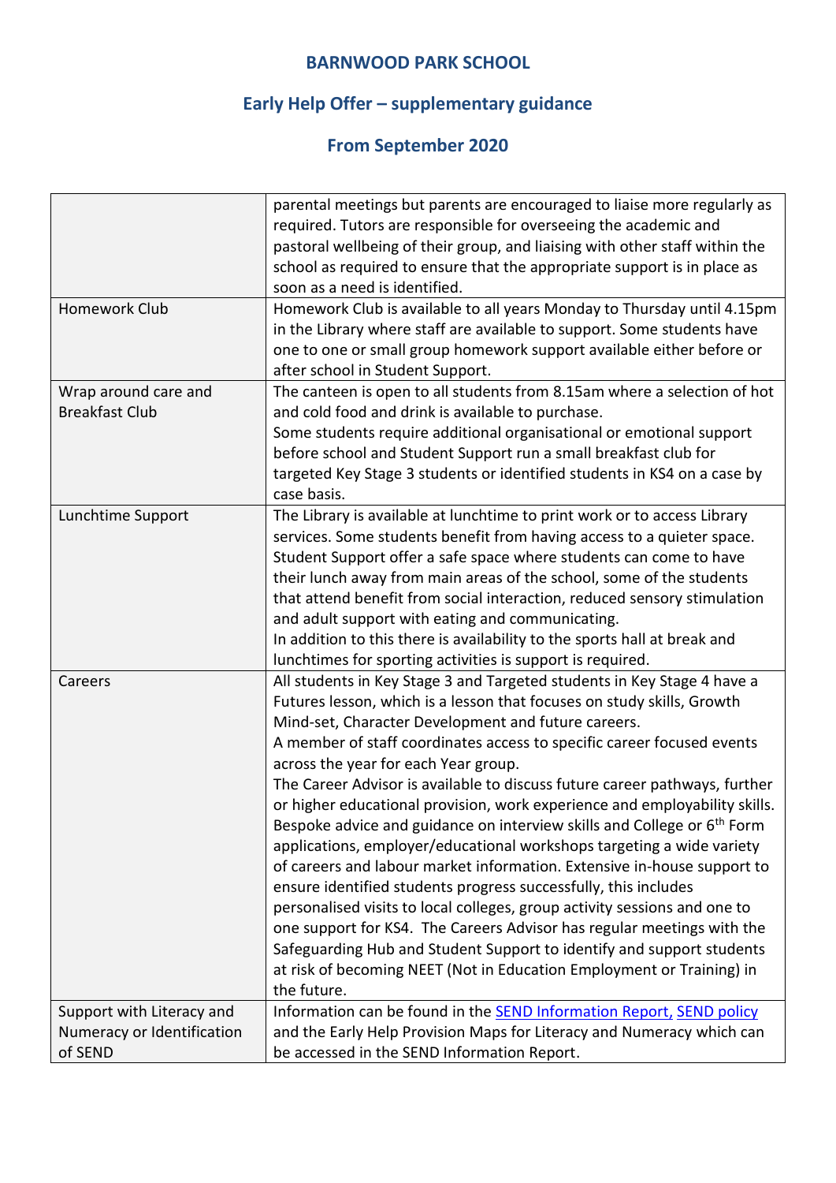**BARNWOOD PARK SCHOOL**

**Early Help Offer – supplementary guidance**

**From September 2020**

| | |
|---|---|
| | parental meetings but parents are encouraged to liaise more regularly as required. Tutors are responsible for overseeing the academic and pastoral wellbeing of their group, and liaising with other staff within the school as required to ensure that the appropriate support is in place as soon as a need is identified. |
| Homework Club | Homework Club is available to all years Monday to Thursday until 4.15pm in the Library where staff are available to support. Some students have one to one or small group homework support available either before or after school in Student Support. |
| Wrap around care and Breakfast Club | The canteen is open to all students from 8.15am where a selection of hot and cold food and drink is available to purchase.<br>Some students require additional organisational or emotional support before school and Student Support run a small breakfast club for targeted Key Stage 3 students or identified students in KS4 on a case by case basis. |
| Lunchtime Support | The Library is available at lunchtime to print work or to access Library services. Some students benefit from having access to a quieter space. Student Support offer a safe space where students can come to have their lunch away from main areas of the school, some of the students that attend benefit from social interaction, reduced sensory stimulation and adult support with eating and communicating.<br>In addition to this there is availability to the sports hall at break and lunchtimes for sporting activities is support is required. |
| Careers | All students in Key Stage 3 and Targeted students in Key Stage 4 have a Futures lesson, which is a lesson that focuses on study skills, Growth Mind-set, Character Development and future careers.<br>A member of staff coordinates access to specific career focused events across the year for each Year group.<br>The Career Advisor is available to discuss future career pathways, further or higher educational provision, work experience and employability skills. Bespoke advice and guidance on interview skills and College or 6th Form applications, employer/educational workshops targeting a wide variety of careers and labour market information. Extensive in-house support to ensure identified students progress successfully, this includes personalised visits to local colleges, group activity sessions and one to one support for KS4. The Careers Advisor has regular meetings with the Safeguarding Hub and Student Support to identify and support students at risk of becoming NEET (Not in Education Employment or Training) in the future. |
| Support with Literacy and Numeracy or Identification of SEND | Information can be found in the SEND Information Report, SEND policy and the Early Help Provision Maps for Literacy and Numeracy which can be accessed in the SEND Information Report. |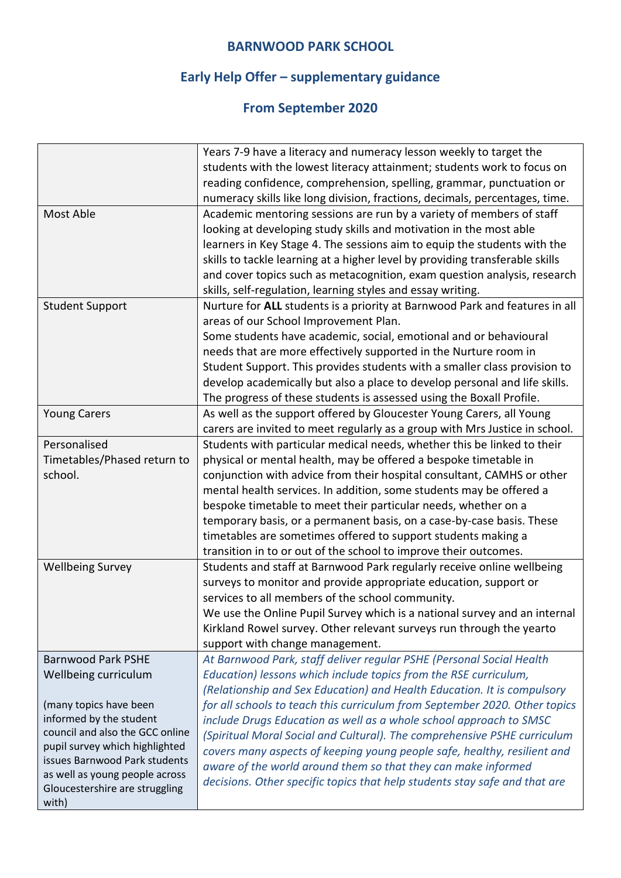**BARNWOOD PARK SCHOOL**

**Early Help Offer – supplementary guidance**

**From September 2020**

| | |
|---|---|
| | Years 7-9 have a literacy and numeracy lesson weekly to target the students with the lowest literacy attainment; students work to focus on reading confidence, comprehension, spelling, grammar, punctuation or numeracy skills like long division, fractions, decimals, percentages, time. |
| Most Able | Academic mentoring sessions are run by a variety of members of staff looking at developing study skills and motivation in the most able learners in Key Stage 4. The sessions aim to equip the students with the skills to tackle learning at a higher level by providing transferable skills and cover topics such as metacognition, exam question analysis, research skills, self-regulation, learning styles and essay writing. |
| Student Support | Nurture for **ALL** students is a priority at Barnwood Park and features in all areas of our School Improvement Plan.<br>Some students have academic, social, emotional and or behavioural needs that are more effectively supported in the Nurture room in Student Support. This provides students with a smaller class provision to develop academically but also a place to develop personal and life skills. The progress of these students is assessed using the Boxall Profile. |
| Young Carers | As well as the support offered by Gloucester Young Carers, all Young carers are invited to meet regularly as a group with Mrs Justice in school. |
| Personalised Timetables/Phased return to school. | Students with particular medical needs, whether this be linked to their physical or mental health, may be offered a bespoke timetable in conjunction with advice from their hospital consultant, CAMHS or other mental health services. In addition, some students may be offered a bespoke timetable to meet their particular needs, whether on a temporary basis, or a permanent basis, on a case-by-case basis. These timetables are sometimes offered to support students making a transition in to or out of the school to improve their outcomes. |
| Wellbeing Survey | Students and staff at Barnwood Park regularly receive online wellbeing surveys to monitor and provide appropriate education, support or services to all members of the school community.<br>We use the Online Pupil Survey which is a national survey and an internal Kirkland Rowel survey. Other relevant surveys run through the yearto support with change management. |
| Barnwood Park PSHE Wellbeing curriculum<br><br>(many topics have been informed by the student council and also the GCC online pupil survey which highlighted issues Barnwood Park students as well as young people across Gloucestershire are struggling with) | *At Barnwood Park, staff deliver regular PSHE (Personal Social Health Education) lessons which include topics from the RSE curriculum, (Relationship and Sex Education) and Health Education. It is compulsory for all schools to teach this curriculum from September 2020. Other topics include Drugs Education as well as a whole school approach to SMSC (Spiritual Moral Social and Cultural). The comprehensive PSHE curriculum covers many aspects of keeping young people safe, healthy, resilient and aware of the world around them so that they can make informed decisions. Other specific topics that help students stay safe and that are* |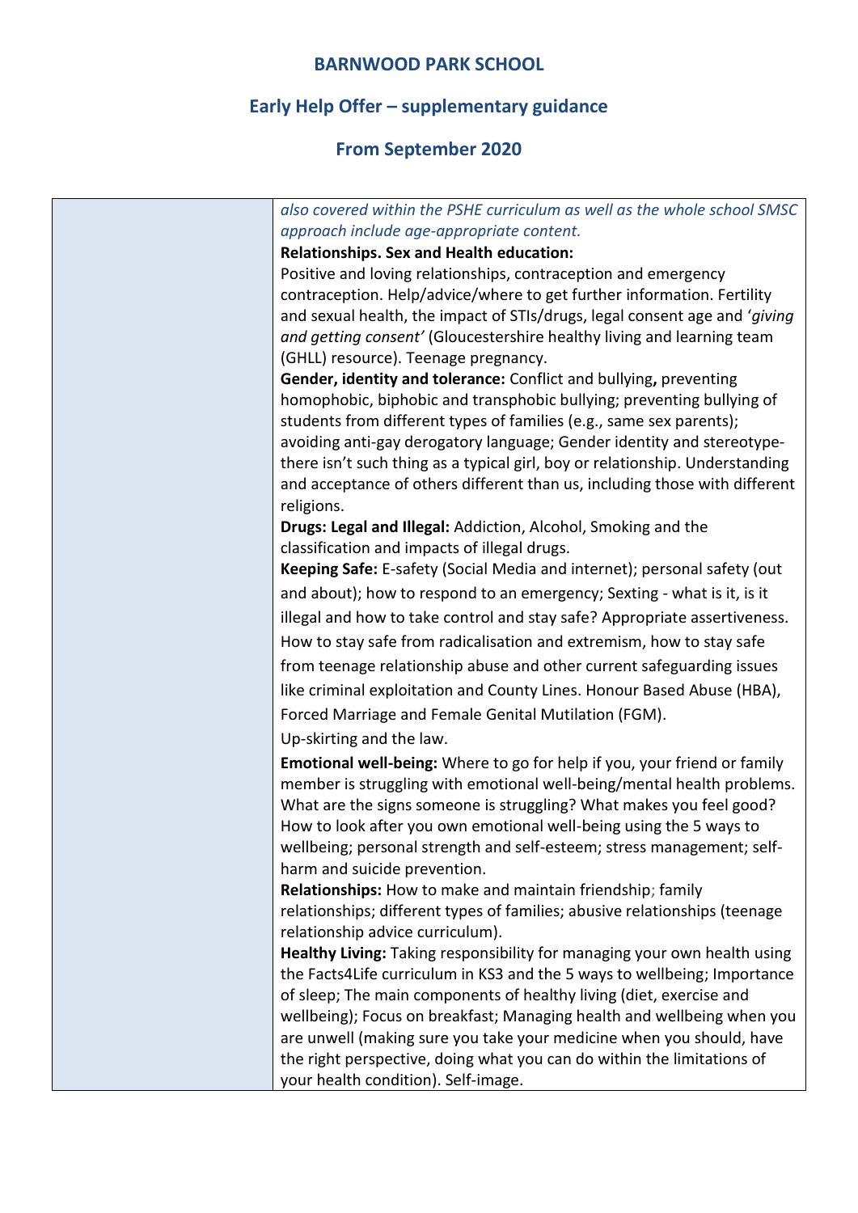# BARNWOOD PARK SCHOOL

## Early Help Offer – supplementary guidance

## From September 2020

| | |
|---|---|
| | *also covered within the PSHE curriculum as well as the whole school SMSC approach include age-appropriate content.*<br>**Relationships. Sex and Health education:**<br>Positive and loving relationships, contraception and emergency contraception. Help/advice/where to get further information. Fertility and sexual health, the impact of STIs/drugs, legal consent age and '*giving and getting consent'* (Gloucestershire healthy living and learning team (GHLL) resource). Teenage pregnancy.<br>**Gender, identity and tolerance:** Conflict and bullying**,** preventing homophobic, biphobic and transphobic bullying; preventing bullying of students from different types of families (e.g., same sex parents); avoiding anti-gay derogatory language; Gender identity and stereotype- there isn't such thing as a typical girl, boy or relationship. Understanding and acceptance of others different than us, including those with different religions.<br>**Drugs: Legal and Illegal:** Addiction, Alcohol, Smoking and the classification and impacts of illegal drugs.<br>**Keeping Safe:** E-safety (Social Media and internet); personal safety (out and about); how to respond to an emergency; Sexting - what is it, is it illegal and how to take control and stay safe? Appropriate assertiveness. How to stay safe from radicalisation and extremism, how to stay safe from teenage relationship abuse and other current safeguarding issues like criminal exploitation and County Lines. Honour Based Abuse (HBA), Forced Marriage and Female Genital Mutilation (FGM).<br>Up-skirting and the law.<br>**Emotional well-being:** Where to go for help if you, your friend or family member is struggling with emotional well-being/mental health problems. What are the signs someone is struggling? What makes you feel good? How to look after you own emotional well-being using the 5 ways to wellbeing; personal strength and self-esteem; stress management; self-harm and suicide prevention.<br>**Relationships:** How to make and maintain friendship; family relationships; different types of families; abusive relationships (teenage relationship advice curriculum).<br>**Healthy Living:** Taking responsibility for managing your own health using the Facts4Life curriculum in KS3 and the 5 ways to wellbeing; Importance of sleep; The main components of healthy living (diet, exercise and wellbeing); Focus on breakfast; Managing health and wellbeing when you are unwell (making sure you take your medicine when you should, have the right perspective, doing what you can do within the limitations of your health condition). Self-image. |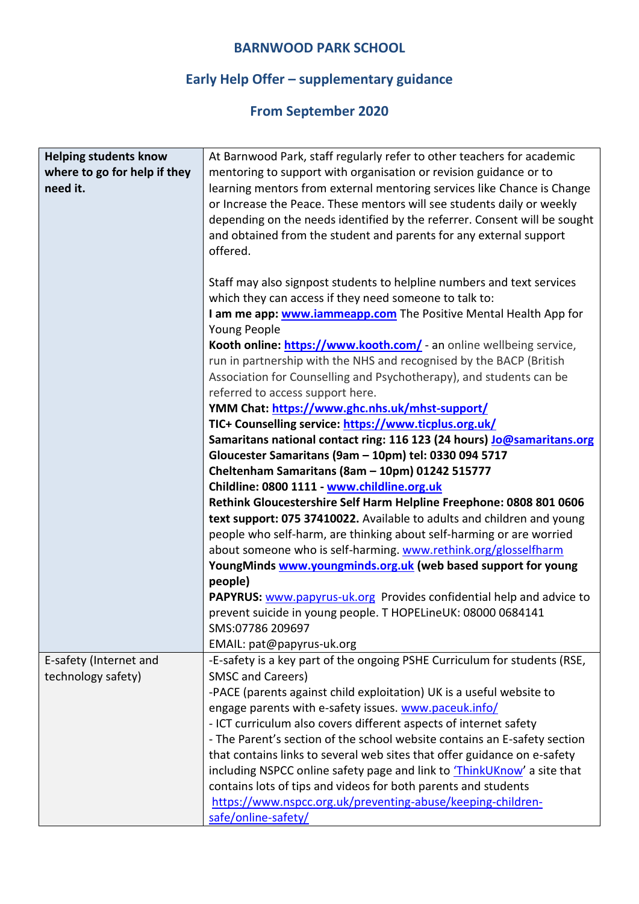**BARNWOOD PARK SCHOOL**

**Early Help Offer – supplementary guidance**

**From September 2020**

| | |
|---|---|
| **Helping students know where to go for help if they need it.** | At Barnwood Park, staff regularly refer to other teachers for academic mentoring to support with organisation or revision guidance or to learning mentors from external mentoring services like Chance is Change or Increase the Peace. These mentors will see students daily or weekly depending on the needs identified by the referrer. Consent will be sought and obtained from the student and parents for any external support offered.<br><br>Staff may also signpost students to helpline numbers and text services which they can access if they need someone to talk to:<br>**I am me app: www.iammeapp.com** The Positive Mental Health App for Young People<br>**Kooth online: https://www.kooth.com/** - an online wellbeing service, run in partnership with the NHS and recognised by the BACP (British Association for Counselling and Psychotherapy), and students can be referred to access support here.<br>**YMM Chat: https://www.ghc.nhs.uk/mhst-support/**<br>**TIC+ Counselling service: https://www.ticplus.org.uk/**<br>**Samaritans national contact ring: 116 123 (24 hours) Jo@samaritans.org**<br>**Gloucester Samaritans (9am – 10pm) tel: 0330 094 5717**<br>**Cheltenham Samaritans (8am – 10pm) 01242 515777**<br>**Childline: 0800 1111 - www.childline.org.uk**<br>**Rethink Gloucestershire Self Harm Helpline Freephone: 0808 801 0606 text support: 075 37410022.** Available to adults and children and young people who self-harm, are thinking about self-harming or are worried about someone who is self-harming. www.rethink.org/glosselfharm<br>**YoungMinds www.youngminds.org.uk (web based support for young people)**<br>**PAPYRUS:** www.papyrus-uk.org Provides confidential help and advice to prevent suicide in young people. T HOPELineUK: 08000 0684141 SMS:07786 209697<br>EMAIL: pat@papyrus-uk.org |
| E-safety (Internet and technology safety) | -E-safety is a key part of the ongoing PSHE Curriculum for students (RSE, SMSC and Careers)<br>-PACE (parents against child exploitation) UK is a useful website to engage parents with e-safety issues. www.paceuk.info/<br>- ICT curriculum also covers different aspects of internet safety<br>- The Parent's section of the school website contains an E-safety section that contains links to several web sites that offer guidance on e-safety including NSPCC online safety page and link to 'ThinkUKnow' a site that contains lots of tips and videos for both parents and students https://www.nspcc.org.uk/preventing-abuse/keeping-children-safe/online-safety/ |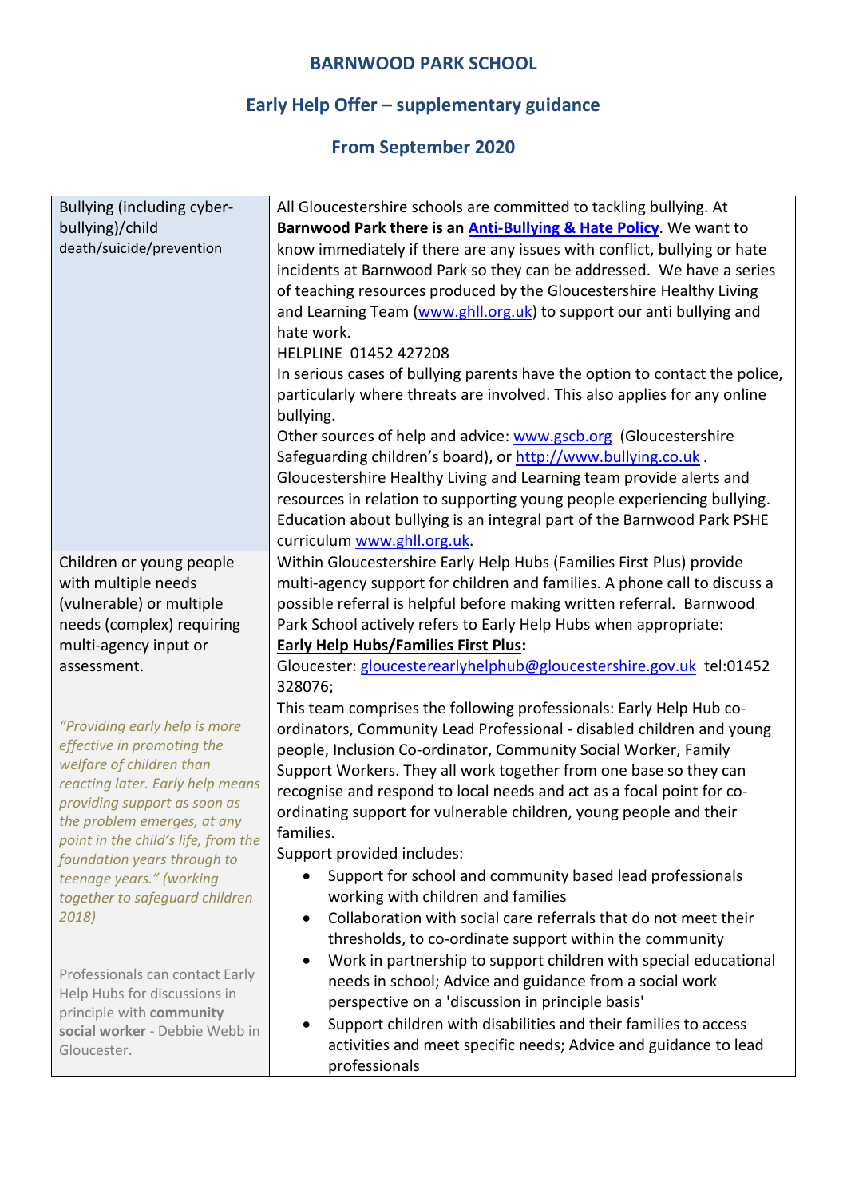# BARNWOOD PARK SCHOOL

## Early Help Offer – supplementary guidance

## From September 2020

| | |
|---|---|
| Bullying (including cyber-bullying)/child death/suicide/prevention | All Gloucestershire schools are committed to tackling bullying. At **Barnwood Park there is an [Anti-Bullying & Hate Policy](#)**. We want to know immediately if there are any issues with conflict, bullying or hate incidents at Barnwood Park so they can be addressed. We have a series of teaching resources produced by the Gloucestershire Healthy Living and Learning Team ([www.ghll.org.uk](http://www.ghll.org.uk)) to support our anti bullying and hate work.<br>HELPLINE 01452 427208<br>In serious cases of bullying parents have the option to contact the police, particularly where threats are involved. This also applies for any online bullying.<br>Other sources of help and advice: [www.gscb.org](http://www.gscb.org) (Gloucestershire Safeguarding children's board), or [http://www.bullying.co.uk](http://www.bullying.co.uk) .<br>Gloucestershire Healthy Living and Learning team provide alerts and resources in relation to supporting young people experiencing bullying. Education about bullying is an integral part of the Barnwood Park PSHE curriculum [www.ghll.org.uk](http://www.ghll.org.uk). |
| Children or young people with multiple needs (vulnerable) or multiple needs (complex) requiring multi-agency input or assessment.<br><br>*"Providing early help is more effective in promoting the welfare of children than reacting later. Early help means providing support as soon as the problem emerges, at any point in the child's life, from the foundation years through to teenage years." (working together to safeguard children 2018)*<br><br>Professionals can contact Early Help Hubs for discussions in principle with **community social worker** - Debbie Webb in Gloucester. | Within Gloucestershire Early Help Hubs (Families First Plus) provide multi-agency support for children and families. A phone call to discuss a possible referral is helpful before making written referral. Barnwood Park School actively refers to Early Help Hubs when appropriate:<br>**Early Help Hubs/Families First Plus:**<br>Gloucester: [gloucesterearlyhelphub@gloucestershire.gov.uk](mailto:gloucesterearlyhelphub@gloucestershire.gov.uk) tel:01452 328076;<br>This team comprises the following professionals: Early Help Hub co-ordinators, Community Lead Professional - disabled children and young people, Inclusion Co-ordinator, Community Social Worker, Family Support Workers. They all work together from one base so they can recognise and respond to local needs and act as a focal point for co-ordinating support for vulnerable children, young people and their families.<br>Support provided includes:<br>• Support for school and community based lead professionals working with children and families<br>• Collaboration with social care referrals that do not meet their thresholds, to co-ordinate support within the community<br>• Work in partnership to support children with special educational needs in school; Advice and guidance from a social work perspective on a 'discussion in principle basis'<br>• Support children with disabilities and their families to access activities and meet specific needs; Advice and guidance to lead professionals |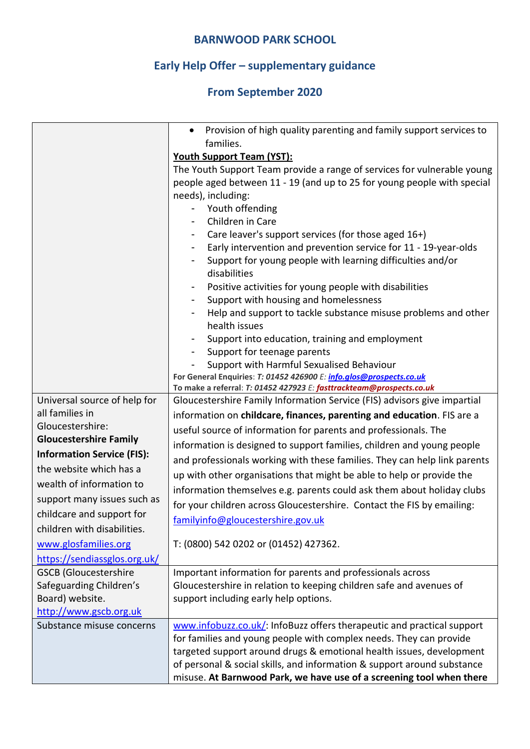# BARNWOOD PARK SCHOOL

## Early Help Offer – supplementary guidance

## From September 2020

| | |
|---|---|
| | • Provision of high quality parenting and family support services to families.<br>**Youth Support Team (YST):**<br>The Youth Support Team provide a range of services for vulnerable young people aged between 11 - 19 (and up to 25 for young people with special needs), including:<br>- Youth offending<br>- Children in Care<br>- Care leaver's support services (for those aged 16+)<br>- Early intervention and prevention service for 11 - 19-year-olds<br>- Support for young people with learning difficulties and/or disabilities<br>- Positive activities for young people with disabilities<br>- Support with housing and homelessness<br>- Help and support to tackle substance misuse problems and other health issues<br>- Support into education, training and employment<br>- Support for teenage parents<br>- Support with Harmful Sexualised Behaviour<br>**For General Enquiries**: ***T: 01452 426900*** *E:* ***info.glos@prospects.co.uk***<br>**To make a referral**: ***T: 01452 427923*** *E:* ***fasttrackteam@prospects.co.uk*** |
| Universal source of help for all families in Gloucestershire: **Gloucestershire Family Information Service (FIS):** the website which has a wealth of information to support many issues such as childcare and support for children with disabilities.<br>www.glosfamilies.org<br>https://sendiassglos.org.uk/ | Gloucestershire Family Information Service (FIS) advisors give impartial information on **childcare, finances, parenting and education**. FIS are a useful source of information for parents and professionals. The information is designed to support families, children and young people and professionals working with these families. They can help link parents up with other organisations that might be able to help or provide the information themselves e.g. parents could ask them about holiday clubs for your children across Gloucestershire. Contact the FIS by emailing: familyinfo@gloucestershire.gov.uk<br><br>T: (0800) 542 0202 or (01452) 427362. |
| GSCB (Gloucestershire Safeguarding Children's Board) website.<br>http://www.gscb.org.uk | Important information for parents and professionals across Gloucestershire in relation to keeping children safe and avenues of support including early help options. |
| Substance misuse concerns | www.infobuzz.co.uk/: InfoBuzz offers therapeutic and practical support for families and young people with complex needs. They can provide targeted support around drugs & emotional health issues, development of personal & social skills, and information & support around substance misuse. **At Barnwood Park, we have use of a screening tool when there** |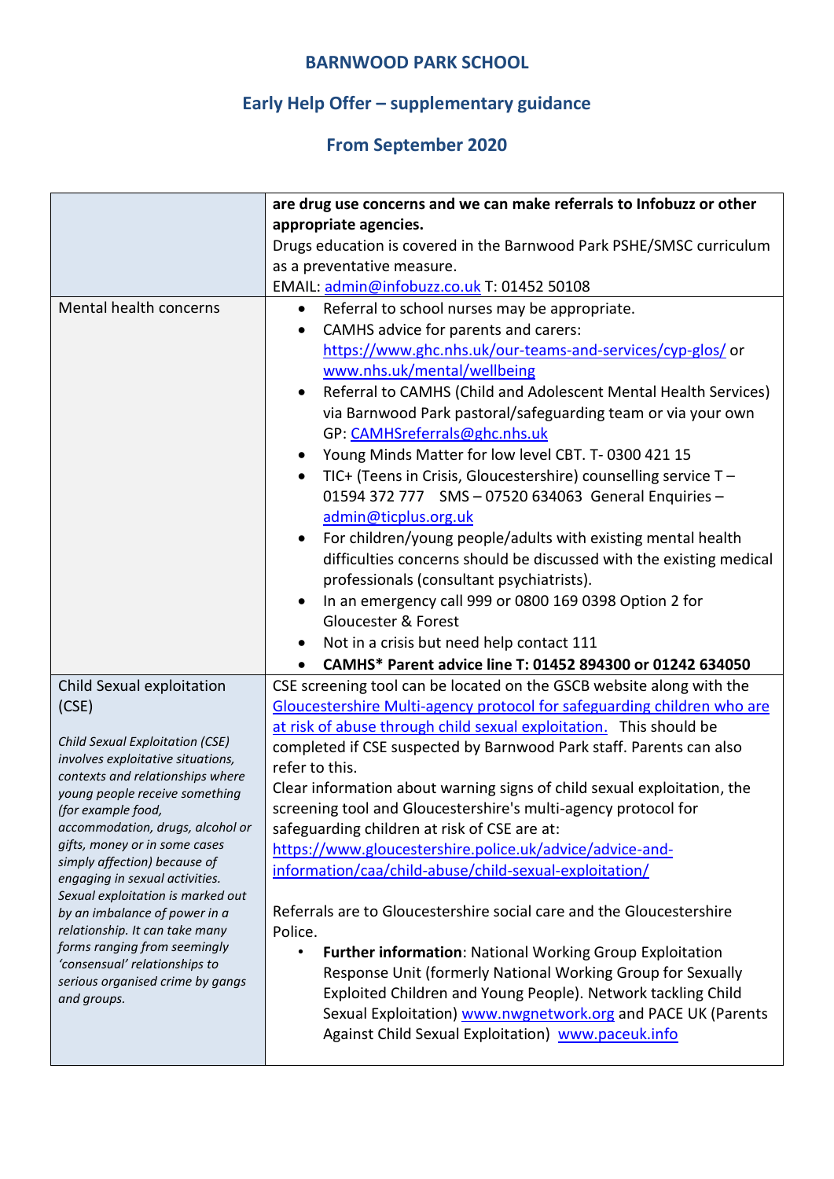**BARNWOOD PARK SCHOOL**

**Early Help Offer – supplementary guidance**

**From September 2020**

| | |
|---|---|
| | **are drug use concerns and we can make referrals to Infobuzz or other appropriate agencies.**<br>Drugs education is covered in the Barnwood Park PSHE/SMSC curriculum as a preventative measure.<br>EMAIL: admin@infobuzz.co.uk T: 01452 50108 |
| Mental health concerns | • Referral to school nurses may be appropriate.<br>• CAMHS advice for parents and carers: https://www.ghc.nhs.uk/our-teams-and-services/cyp-glos/ or www.nhs.uk/mental/wellbeing<br>• Referral to CAMHS (Child and Adolescent Mental Health Services) via Barnwood Park pastoral/safeguarding team or via your own GP: CAMHSreferrals@ghc.nhs.uk<br>• Young Minds Matter for low level CBT. T- 0300 421 15<br>• TIC+ (Teens in Crisis, Gloucestershire) counselling service T – 01594 372 777 SMS – 07520 634063 General Enquiries – admin@ticplus.org.uk<br>• For children/young people/adults with existing mental health difficulties concerns should be discussed with the existing medical professionals (consultant psychiatrists).<br>• In an emergency call 999 or 0800 169 0398 Option 2 for Gloucester & Forest<br>• Not in a crisis but need help contact 111<br>• **CAMHS* Parent advice line T: 01452 894300 or 01242 634050** |
| Child Sexual exploitation (CSE)<br><br>*Child Sexual Exploitation (CSE) involves exploitative situations, contexts and relationships where young people receive something (for example food, accommodation, drugs, alcohol or gifts, money or in some cases simply affection) because of engaging in sexual activities. Sexual exploitation is marked out by an imbalance of power in a relationship. It can take many forms ranging from seemingly 'consensual' relationships to serious organised crime by gangs and groups.* | CSE screening tool can be located on the GSCB website along with the Gloucestershire Multi-agency protocol for safeguarding children who are at risk of abuse through child sexual exploitation. This should be completed if CSE suspected by Barnwood Park staff. Parents can also refer to this.<br>Clear information about warning signs of child sexual exploitation, the screening tool and Gloucestershire's multi-agency protocol for safeguarding children at risk of CSE are at: https://www.gloucestershire.police.uk/advice/advice-and-information/caa/child-abuse/child-sexual-exploitation/<br><br>Referrals are to Gloucestershire social care and the Gloucestershire Police.<br>• **Further information**: National Working Group Exploitation Response Unit (formerly National Working Group for Sexually Exploited Children and Young People). Network tackling Child Sexual Exploitation) www.nwgnetwork.org and PACE UK (Parents Against Child Sexual Exploitation) www.paceuk.info |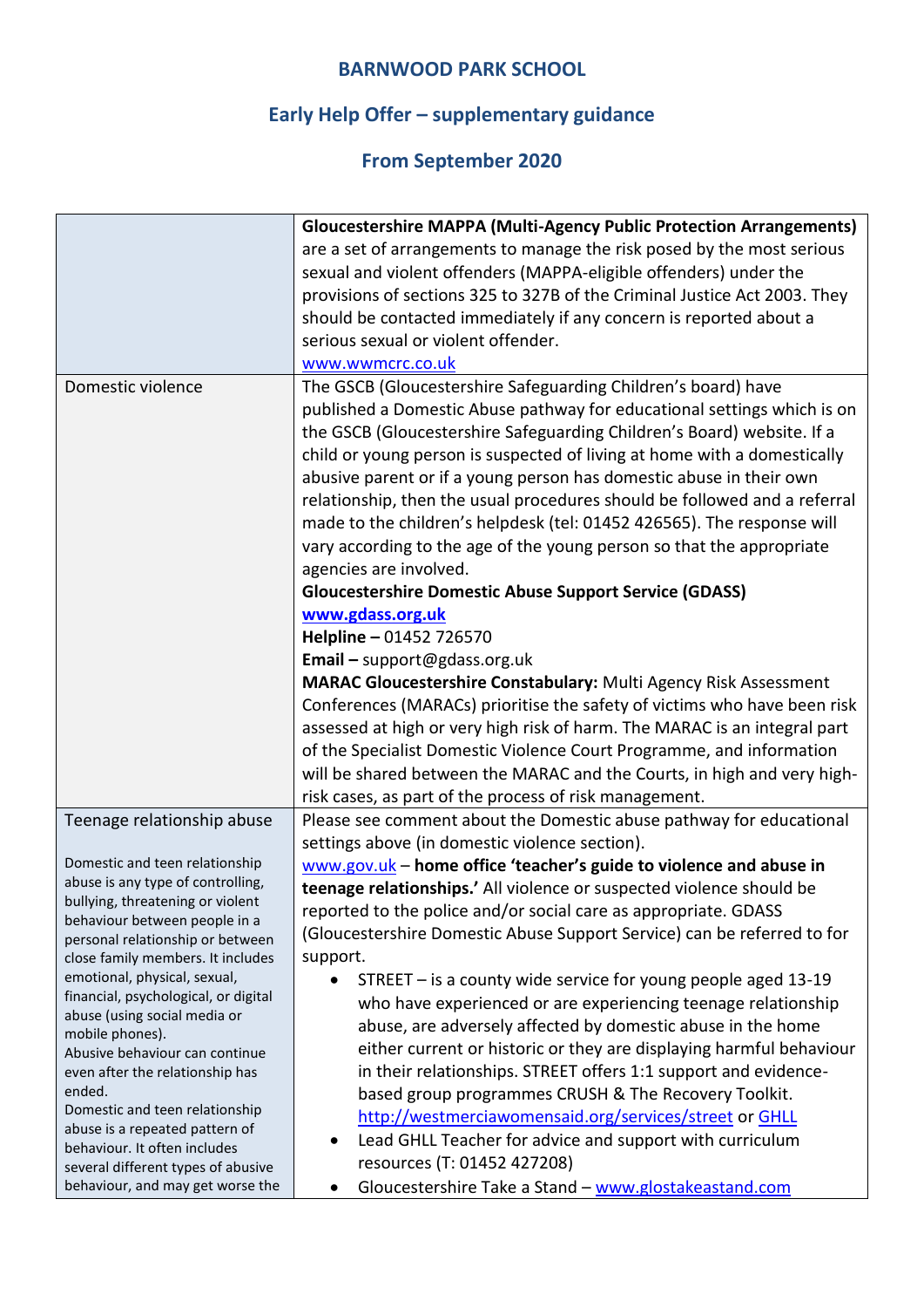**BARNWOOD PARK SCHOOL**

**Early Help Offer – supplementary guidance**

**From September 2020**

| | |
|---|---|
| | **Gloucestershire MAPPA (Multi-Agency Public Protection Arrangements)** are a set of arrangements to manage the risk posed by the most serious sexual and violent offenders (MAPPA-eligible offenders) under the provisions of sections 325 to 327B of the Criminal Justice Act 2003. They should be contacted immediately if any concern is reported about a serious sexual or violent offender.<br>www.wwmcrc.co.uk |
| Domestic violence | The GSCB (Gloucestershire Safeguarding Children's board) have published a Domestic Abuse pathway for educational settings which is on the GSCB (Gloucestershire Safeguarding Children's Board) website. If a child or young person is suspected of living at home with a domestically abusive parent or if a young person has domestic abuse in their own relationship, then the usual procedures should be followed and a referral made to the children's helpdesk (tel: 01452 426565). The response will vary according to the age of the young person so that the appropriate agencies are involved.<br>**Gloucestershire Domestic Abuse Support Service (GDASS)**<br>**www.gdass.org.uk**<br>**Helpline –** 01452 726570<br>**Email –** support@gdass.org.uk<br>**MARAC Gloucestershire Constabulary:** Multi Agency Risk Assessment Conferences (MARACs) prioritise the safety of victims who have been risk assessed at high or very high risk of harm. The MARAC is an integral part of the Specialist Domestic Violence Court Programme, and information will be shared between the MARAC and the Courts, in high and very high-risk cases, as part of the process of risk management. |
| Teenage relationship abuse<br><br>Domestic and teen relationship abuse is any type of controlling, bullying, threatening or violent behaviour between people in a personal relationship or between close family members. It includes emotional, physical, sexual, financial, psychological, or digital abuse (using social media or mobile phones).<br>Abusive behaviour can continue even after the relationship has ended.<br>Domestic and teen relationship abuse is a repeated pattern of behaviour. It often includes several different types of abusive behaviour, and may get worse the | Please see comment about the Domestic abuse pathway for educational settings above (in domestic violence section).<br>www.gov.uk – **home office 'teacher's guide to violence and abuse in teenage relationships.'** All violence or suspected violence should be reported to the police and/or social care as appropriate. GDASS (Gloucestershire Domestic Abuse Support Service) can be referred to for support.<br>• STREET – is a county wide service for young people aged 13-19 who have experienced or are experiencing teenage relationship abuse, are adversely affected by domestic abuse in the home either current or historic or they are displaying harmful behaviour in their relationships. STREET offers 1:1 support and evidence-based group programmes CRUSH & The Recovery Toolkit. http://westmerciawomensaid.org/services/street or GHLL<br>• Lead GHLL Teacher for advice and support with curriculum resources (T: 01452 427208)<br>• Gloucestershire Take a Stand – www.glostakeastand.com |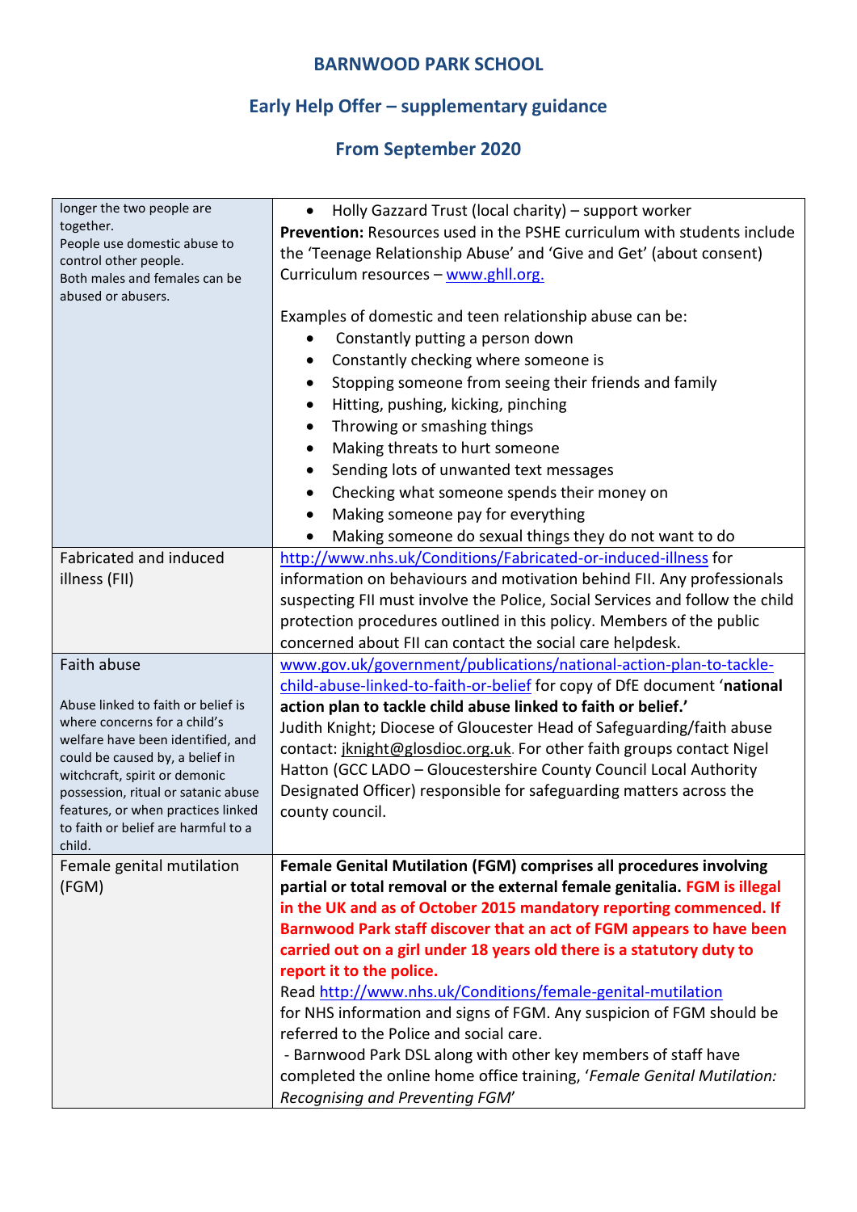# BARNWOOD PARK SCHOOL

## Early Help Offer – supplementary guidance

## From September 2020

| | |
|---|---|
| longer the two people are together.<br>People use domestic abuse to control other people.<br>Both males and females can be abused or abusers. | • Holly Gazzard Trust (local charity) – support worker<br>**Prevention:** Resources used in the PSHE curriculum with students include the 'Teenage Relationship Abuse' and 'Give and Get' (about consent) Curriculum resources – [www.ghll.org.](www.ghll.org)<br><br>Examples of domestic and teen relationship abuse can be:<br>• Constantly putting a person down<br>• Constantly checking where someone is<br>• Stopping someone from seeing their friends and family<br>• Hitting, pushing, kicking, pinching<br>• Throwing or smashing things<br>• Making threats to hurt someone<br>• Sending lots of unwanted text messages<br>• Checking what someone spends their money on<br>• Making someone pay for everything<br>• Making someone do sexual things they do not want to do |
| Fabricated and induced illness (FII) | [http://www.nhs.uk/Conditions/Fabricated-or-induced-illness](http://www.nhs.uk/Conditions/Fabricated-or-induced-illness) for information on behaviours and motivation behind FII. Any professionals suspecting FII must involve the Police, Social Services and follow the child protection procedures outlined in this policy. Members of the public concerned about FII can contact the social care helpdesk. |
| Faith abuse<br><br>Abuse linked to faith or belief is where concerns for a child's welfare have been identified, and could be caused by, a belief in witchcraft, spirit or demonic possession, ritual or satanic abuse features, or when practices linked to faith or belief are harmful to a child. | [www.gov.uk/government/publications/national-action-plan-to-tackle-child-abuse-linked-to-faith-or-belief](www.gov.uk/government/publications/national-action-plan-to-tackle-child-abuse-linked-to-faith-or-belief) for copy of DfE document '**national action plan to tackle child abuse linked to faith or belief.'**<br>Judith Knight; Diocese of Gloucester Head of Safeguarding/faith abuse contact: jknight@glosdioc.org.uk. For other faith groups contact Nigel Hatton (GCC LADO – Gloucestershire County Council Local Authority Designated Officer) responsible for safeguarding matters across the county council. |
| Female genital mutilation (FGM) | **Female Genital Mutilation (FGM) comprises all procedures involving partial or total removal or the external female genitalia. FGM is illegal in the UK and as of October 2015 mandatory reporting commenced. If Barnwood Park staff discover that an act of FGM appears to have been carried out on a girl under 18 years old there is a statutory duty to report it to the police.**<br>Read [http://www.nhs.uk/Conditions/female-genital-mutilation](http://www.nhs.uk/Conditions/female-genital-mutilation) for NHS information and signs of FGM. Any suspicion of FGM should be referred to the Police and social care.<br>- Barnwood Park DSL along with other key members of staff have completed the online home office training, '*Female Genital Mutilation: Recognising and Preventing FGM*' |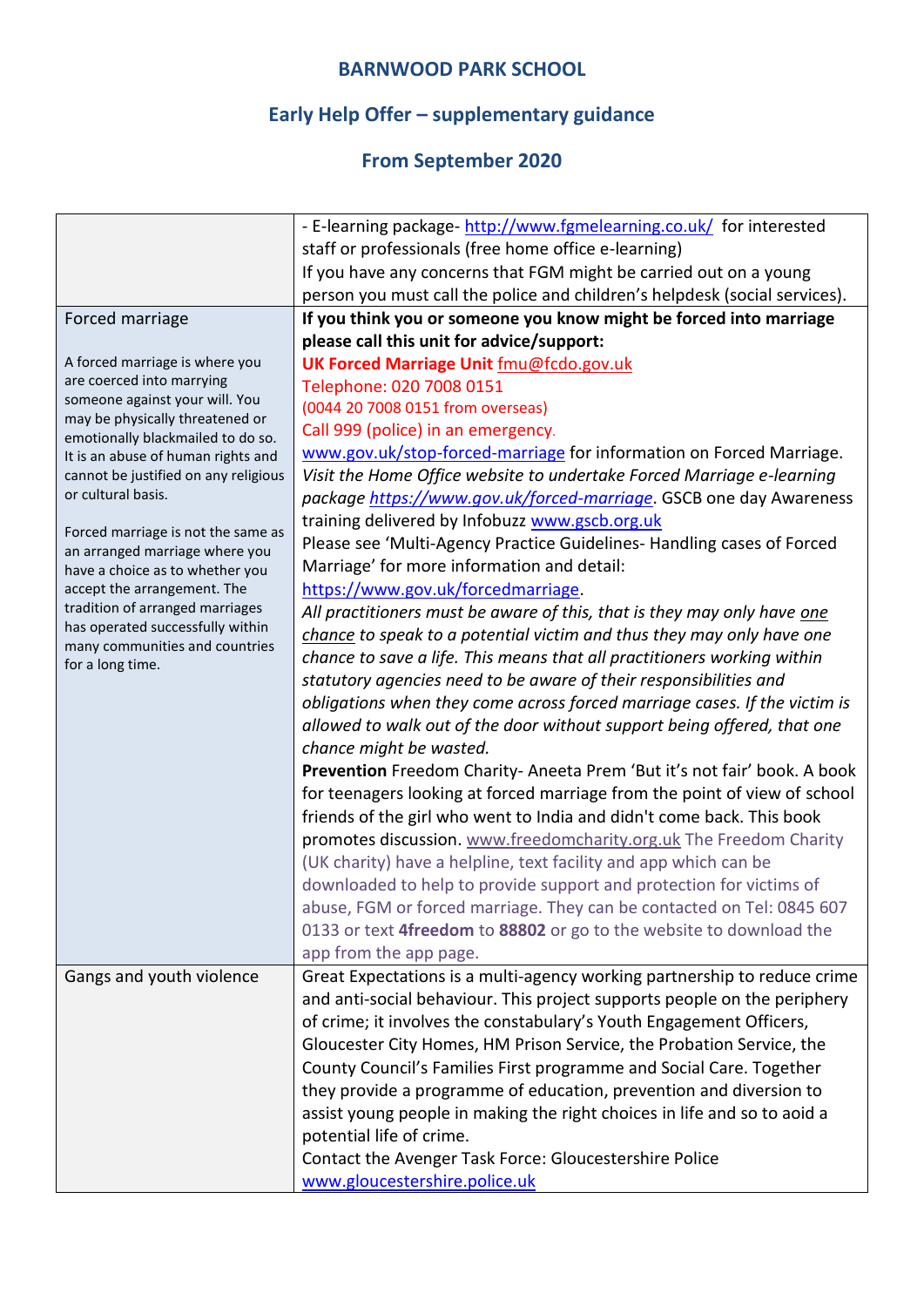**BARNWOOD PARK SCHOOL**

**Early Help Offer – supplementary guidance**

**From September 2020**

| | |
|---|---|
| | - E-learning package- http://www.fgmelearning.co.uk/ for interested staff or professionals (free home office e-learning)<br>If you have any concerns that FGM might be carried out on a young person you must call the police and children's helpdesk (social services). |
| Forced marriage<br><br>A forced marriage is where you are coerced into marrying someone against your will. You may be physically threatened or emotionally blackmailed to do so. It is an abuse of human rights and cannot be justified on any religious or cultural basis.<br><br>Forced marriage is not the same as an arranged marriage where you have a choice as to whether you accept the arrangement. The tradition of arranged marriages has operated successfully within many communities and countries for a long time. | **If you think you or someone you know might be forced into marriage please call this unit for advice/support:**<br>**UK Forced Marriage Unit** fmu@fcdo.gov.uk<br>Telephone: 020 7008 0151<br>(0044 20 7008 0151 from overseas)<br>Call 999 (police) in an emergency.<br>www.gov.uk/stop-forced-marriage for information on Forced Marriage. *Visit the Home Office website to undertake Forced Marriage e-learning package https://www.gov.uk/forced-marriage*. GSCB one day Awareness training delivered by Infobuzz www.gscb.org.uk<br>Please see 'Multi-Agency Practice Guidelines- Handling cases of Forced Marriage' for more information and detail: https://www.gov.uk/forcedmarriage.<br>*All practitioners must be aware of this, that is they may only have one chance to speak to a potential victim and thus they may only have one chance to save a life. This means that all practitioners working within statutory agencies need to be aware of their responsibilities and obligations when they come across forced marriage cases. If the victim is allowed to walk out of the door without support being offered, that one chance might be wasted.*<br>**Prevention** Freedom Charity- Aneeta Prem 'But it's not fair' book. A book for teenagers looking at forced marriage from the point of view of school friends of the girl who went to India and didn't come back. This book promotes discussion. www.freedomcharity.org.uk The Freedom Charity (UK charity) have a helpline, text facility and app which can be downloaded to help to provide support and protection for victims of abuse, FGM or forced marriage. They can be contacted on Tel: 0845 607 0133 or text **4freedom** to **88802** or go to the website to download the app from the app page. |
| Gangs and youth violence | Great Expectations is a multi-agency working partnership to reduce crime and anti-social behaviour. This project supports people on the periphery of crime; it involves the constabulary's Youth Engagement Officers, Gloucester City Homes, HM Prison Service, the Probation Service, the County Council's Families First programme and Social Care. Together they provide a programme of education, prevention and diversion to assist young people in making the right choices in life and so to aoid a potential life of crime.<br>Contact the Avenger Task Force: Gloucestershire Police www.gloucestershire.police.uk |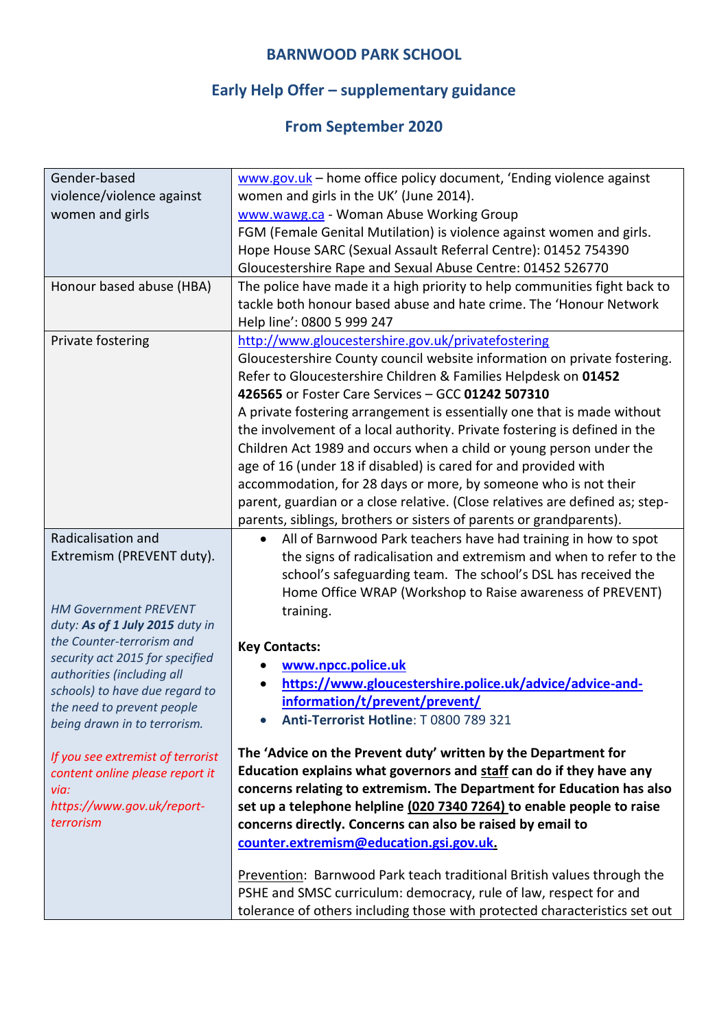**BARNWOOD PARK SCHOOL**

**Early Help Offer – supplementary guidance**

**From September 2020**

| | |
|---|---|
| Gender-based violence/violence against women and girls | www.gov.uk – home office policy document, 'Ending violence against women and girls in the UK' (June 2014).<br>www.wawg.ca - Woman Abuse Working Group<br>FGM (Female Genital Mutilation) is violence against women and girls.<br>Hope House SARC (Sexual Assault Referral Centre): 01452 754390<br>Gloucestershire Rape and Sexual Abuse Centre: 01452 526770 |
| Honour based abuse (HBA) | The police have made it a high priority to help communities fight back to tackle both honour based abuse and hate crime. The 'Honour Network Help line': 0800 5 999 247 |
| Private fostering | http://www.gloucestershire.gov.uk/privatefostering<br>Gloucestershire County council website information on private fostering. Refer to Gloucestershire Children & Families Helpdesk on **01452 426565** or Foster Care Services – GCC **01242 507310**<br>A private fostering arrangement is essentially one that is made without the involvement of a local authority. Private fostering is defined in the Children Act 1989 and occurs when a child or young person under the age of 16 (under 18 if disabled) is cared for and provided with accommodation, for 28 days or more, by someone who is not their parent, guardian or a close relative. (Close relatives are defined as; step-parents, siblings, brothers or sisters of parents or grandparents). |
| Radicalisation and Extremism (PREVENT duty).<br><br>*HM Government PREVENT duty: **As of 1 July 2015** duty in the Counter-terrorism and security act 2015 for specified authorities (including all schools) to have due regard to the need to prevent people being drawn in to terrorism.*<br><br>*If you see extremist of terrorist content online please report it via: https://www.gov.uk/report-terrorism* | • All of Barnwood Park teachers have had training in how to spot the signs of radicalisation and extremism and when to refer to the school's safeguarding team. The school's DSL has received the Home Office WRAP (Workshop to Raise awareness of PREVENT) training.<br><br>**Key Contacts:**<br>• **www.npcc.police.uk**<br>• **https://www.gloucestershire.police.uk/advice/advice-and-information/t/prevent/prevent/**<br>• **Anti-Terrorist Hotline**: T 0800 789 321<br><br>**The 'Advice on the Prevent duty' written by the Department for Education explains what governors and staff can do if they have any concerns relating to extremism. The Department for Education has also set up a telephone helpline (020 7340 7264) to enable people to raise concerns directly. Concerns can also be raised by email to counter.extremism@education.gsi.gov.uk.**<br><br>Prevention: Barnwood Park teach traditional British values through the PSHE and SMSC curriculum: democracy, rule of law, respect for and tolerance of others including those with protected characteristics set out |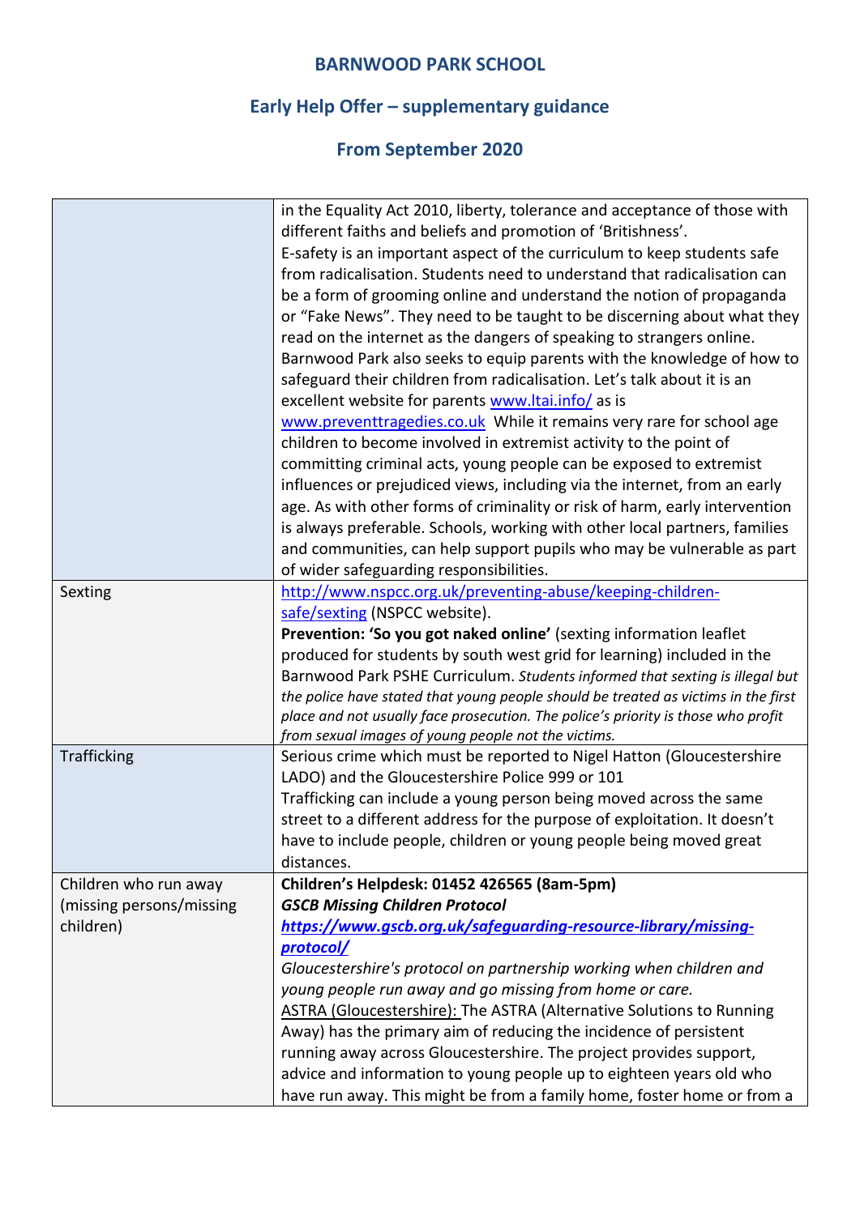# BARNWOOD PARK SCHOOL

## Early Help Offer – supplementary guidance

## From September 2020

| | |
|---|---|
| | in the Equality Act 2010, liberty, tolerance and acceptance of those with different faiths and beliefs and promotion of 'Britishness'.<br>E-safety is an important aspect of the curriculum to keep students safe from radicalisation. Students need to understand that radicalisation can be a form of grooming online and understand the notion of propaganda or "Fake News". They need to be taught to be discerning about what they read on the internet as the dangers of speaking to strangers online. Barnwood Park also seeks to equip parents with the knowledge of how to safeguard their children from radicalisation. Let's talk about it is an excellent website for parents [www.ltai.info/](www.ltai.info/) as is [www.preventtragedies.co.uk](www.preventtragedies.co.uk) While it remains very rare for school age children to become involved in extremist activity to the point of committing criminal acts, young people can be exposed to extremist influences or prejudiced views, including via the internet, from an early age. As with other forms of criminality or risk of harm, early intervention is always preferable. Schools, working with other local partners, families and communities, can help support pupils who may be vulnerable as part of wider safeguarding responsibilities. |
| Sexting | [http://www.nspcc.org.uk/preventing-abuse/keeping-children-safe/sexting](http://www.nspcc.org.uk/preventing-abuse/keeping-children-safe/sexting) (NSPCC website).<br>**Prevention: 'So you got naked online'** (sexting information leaflet produced for students by south west grid for learning) included in the Barnwood Park PSHE Curriculum. *Students informed that sexting is illegal but the police have stated that young people should be treated as victims in the first place and not usually face prosecution. The police's priority is those who profit from sexual images of young people not the victims.* |
| Trafficking | Serious crime which must be reported to Nigel Hatton (Gloucestershire LADO) and the Gloucestershire Police 999 or 101<br>Trafficking can include a young person being moved across the same street to a different address for the purpose of exploitation. It doesn't have to include people, children or young people being moved great distances. |
| Children who run away (missing persons/missing children) | **Children's Helpdesk: 01452 426565 (8am-5pm)**<br>***GSCB Missing Children Protocol***<br>***[https://www.gscb.org.uk/safeguarding-resource-library/missing-protocol/](https://www.gscb.org.uk/safeguarding-resource-library/missing-protocol/)***<br>*Gloucestershire's protocol on partnership working when children and young people run away and go missing from home or care.*<br>ASTRA (Gloucestershire): The ASTRA (Alternative Solutions to Running Away) has the primary aim of reducing the incidence of persistent running away across Gloucestershire. The project provides support, advice and information to young people up to eighteen years old who have run away. This might be from a family home, foster home or from a |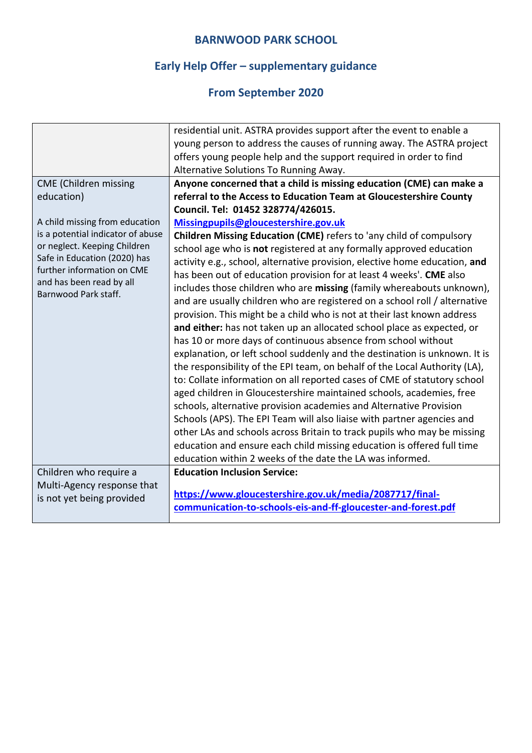# BARNWOOD PARK SCHOOL

## Early Help Offer – supplementary guidance

## From September 2020

| | |
|---|---|
| | residential unit. ASTRA provides support after the event to enable a young person to address the causes of running away. The ASTRA project offers young people help and the support required in order to find Alternative Solutions To Running Away. |
| CME (Children missing education)<br><br>A child missing from education is a potential indicator of abuse or neglect. Keeping Children Safe in Education (2020) has further information on CME and has been read by all Barnwood Park staff. | **Anyone concerned that a child is missing education (CME) can make a referral to the Access to Education Team at Gloucestershire County Council. Tel: 01452 328774/426015.**<br>**Missingpupils@gloucestershire.gov.uk**<br>**Children Missing Education (CME)** refers to 'any child of compulsory school age who is **not** registered at any formally approved education activity e.g., school, alternative provision, elective home education, **and** has been out of education provision for at least 4 weeks'. **CME** also includes those children who are **missing** (family whereabouts unknown), and are usually children who are registered on a school roll / alternative provision. This might be a child who is not at their last known address **and either:** has not taken up an allocated school place as expected, or has 10 or more days of continuous absence from school without explanation, or left school suddenly and the destination is unknown. It is the responsibility of the EPI team, on behalf of the Local Authority (LA), to: Collate information on all reported cases of CME of statutory school aged children in Gloucestershire maintained schools, academies, free schools, alternative provision academies and Alternative Provision Schools (APS). The EPI Team will also liaise with partner agencies and other LAs and schools across Britain to track pupils who may be missing education and ensure each child missing education is offered full time education within 2 weeks of the date the LA was informed. |
| Children who require a Multi-Agency response that is not yet being provided | **Education Inclusion Service:**<br><br>**https://www.gloucestershire.gov.uk/media/2087717/final-communication-to-schools-eis-and-ff-gloucester-and-forest.pdf** |